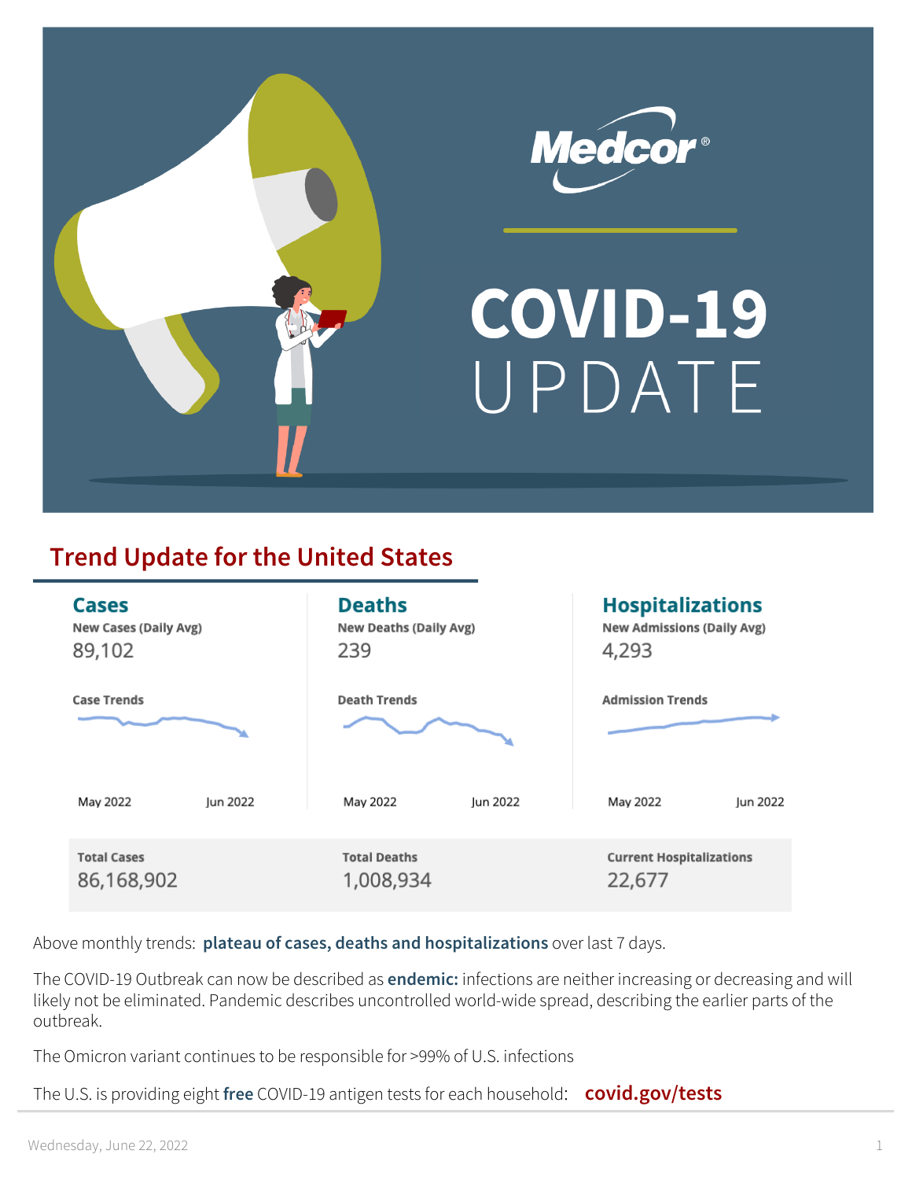# Medcor®

# COVID-19 UPDATE

## Trend Update for the United States

### Cases

New Cases (Daily Avg)

89,102

Case Trends

May 2022 Jun 2022

Total Cases

86,168,902

### Deaths

New Deaths (Daily Avg)

239

Death Trends

May 2022 Jun 2022

Total Deaths

1,008,934

### Hospitalizations

New Admissions (Daily Avg)

4,293

Admission Trends

May 2022 Jun 2022

Current Hospitalizations

22,677

Above monthly trends: **plateau of cases, deaths and hospitalizations** over last 7 days.

The COVID-19 Outbreak can now be described as **endemic:** infections are neither increasing or decreasing and will likely not be eliminated. Pandemic describes uncontrolled world-wide spread, describing the earlier parts of the outbreak.

The Omicron variant continues to be responsible for >99% of U.S. infections

The U.S. is providing eight **free** COVID-19 antigen tests for each household: **covid.gov/tests**

Wednesday, June 22, 2022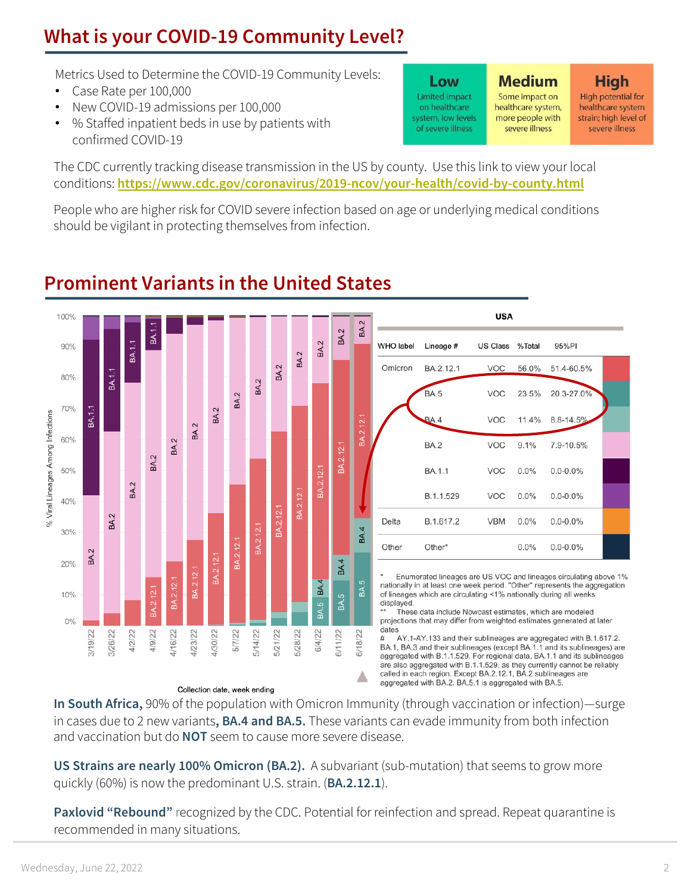## What is your COVID-19 Community Level?

Metrics Used to Determine the COVID-19 Community Levels:

- Case Rate per 100,000
- New COVID-19 admissions per 100,000
- % Staffed inpatient beds in use by patients with confirmed COVID-19

| Low | Medium | High |
|---|---|---|
| Limited impact on healthcare system, low levels of severe illness | Some impact on healthcare system, more people with severe illness | High potential for healthcare system strain; high level of severe illness |

The CDC currently tracking disease transmission in the US by county. Use this link to view your local conditions: **https://www.cdc.gov/coronavirus/2019-ncov/your-health/covid-by-county.html**

People who are higher risk for COVID severe infection based on age or underlying medical conditions should be vigilant in protecting themselves from infection.

## Prominent Variants in the United States

% Viral Lineages Among Infections

100%, 90%, 80%, 70%, 60%, 50%, 40%, 30%, 20%, 10%, 0%

3/19/22, 3/26/22, 4/2/22, 4/9/22, 4/16/22, 4/23/22, 4/30/22, 5/7/22, 5/14/22, 5/21/22, 5/28/22, 6/4/22, 6/11/22, 6/18/22

BA.1.1, BA.2, BA.2.12.1, BA.4, BA.5

Collection date, week ending

USA

| WHO label | Lineage # | US Class | %Total | 95%PI |
|---|---|---|---|---|
| Omicron | BA.2.12.1 | VOC | 56.0% | 51.4-60.5% |
| | BA.5 | VOC | 23.5% | 20.3-27.0% |
| | BA.4 | VOC | 11.4% | 8.8-14.5% |
| | BA.2 | VOC | 9.1% | 7.9-10.5% |
| | BA.1.1 | VOC | 0.0% | 0.0-0.0% |
| | B.1.1.529 | VOC | 0.0% | 0.0-0.0% |
| Delta | B.1.617.2 | VBM | 0.0% | 0.0-0.0% |
| Other | Other* | | 0.0% | 0.0-0.0% |

\* Enumerated lineages are US VOC and lineages circulating above 1% nationally in at least one week period. "Other" represents the aggregation of lineages which are circulating <1% nationally during all weeks displayed.

** These data include Nowcast estimates, which are modeled projections that may differ from weighted estimates generated at later dates

\# AY.1-AY.133 and their sublineages are aggregated with B.1.617.2. BA.1, BA.3 and their sublineages (except BA.1.1 and its sublineages) are aggregated with B.1.1.529. For regional data, BA.1.1 and its sublineages are also aggregated with B.1.1.529, as they currently cannot be reliably called in each region. Except BA.2.12.1, BA.2 sublineages are aggregated with BA.2. BA.5.1 is aggregated with BA.5.

**In South Africa,** 90% of the population with Omicron Immunity (through vaccination or infection)—surge in cases due to 2 new variants**, BA.4 and BA.5.** These variants can evade immunity from both infection and vaccination but do **NOT** seem to cause more severe disease.

**US Strains are nearly 100% Omicron (BA.2).** A subvariant (sub-mutation) that seems to grow more quickly (60%) is now the predominant U.S. strain. (**BA.2.12.1**).

**Paxlovid "Rebound"** recognized by the CDC. Potential for reinfection and spread. Repeat quarantine is recommended in many situations.